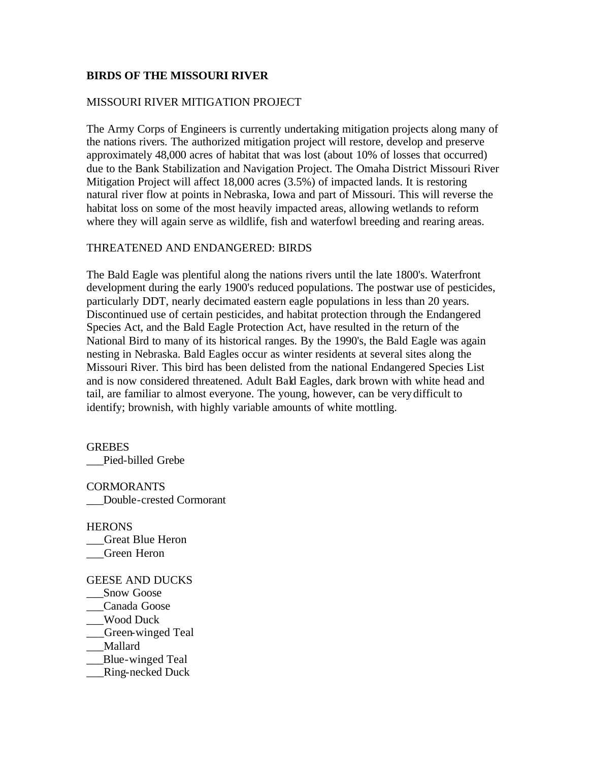# BIRDS OF THE MISSOURI RIVER

## MISSOURI RIVER MITIGATION PROJECT

The Army Corps of Engineers is currently undertaking mitigation projects along many of the nations rivers. The authorized mitigation project will restore, develop and preserve approximately 48,000 acres of habitat that was lost (about 10% of losses that occurred) due to the Bank Stabilization and Navigation Project. The Omaha District Missouri River Mitigation Project will affect 18,000 acres (3.5%) of impacted lands. It is restoring natural river flow at points in Nebraska, Iowa and part of Missouri. This will reverse the habitat loss on some of the most heavily impacted areas, allowing wetlands to reform where they will again serve as wildlife, fish and waterfowl breeding and rearing areas.

## THREATENED AND ENDANGERED: BIRDS

The Bald Eagle was plentiful along the nations rivers until the late 1800's. Waterfront development during the early 1900's reduced populations. The postwar use of pesticides, particularly DDT, nearly decimated eastern eagle populations in less than 20 years. Discontinued use of certain pesticides, and habitat protection through the Endangered Species Act, and the Bald Eagle Protection Act, have resulted in the return of the National Bird to many of its historical ranges. By the 1990's, the Bald Eagle was again nesting in Nebraska. Bald Eagles occur as winter residents at several sites along the Missouri River. This bird has been delisted from the national Endangered Species List and is now considered threatened. Adult Bald Eagles, dark brown with white head and tail, are familiar to almost everyone. The young, however, can be very difficult to identify; brownish, with highly variable amounts of white mottling.

GREBES
___Pied-billed Grebe

CORMORANTS
___Double-crested Cormorant

HERONS
___Great Blue Heron
___Green Heron

GEESE AND DUCKS
___Snow Goose
___Canada Goose
___Wood Duck
___Green-winged Teal
___Mallard
___Blue-winged Teal
___Ring-necked Duck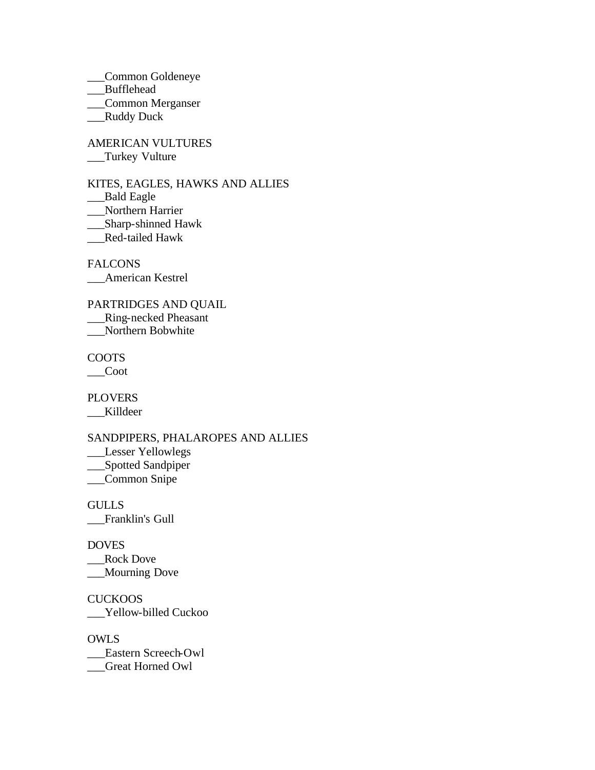___Common Goldeneye
___Bufflehead
___Common Merganser
___Ruddy Duck

AMERICAN VULTURES
___Turkey Vulture

KITES, EAGLES, HAWKS AND ALLIES
___Bald Eagle
___Northern Harrier
___Sharp-shinned Hawk
___Red-tailed Hawk

FALCONS
___American Kestrel

PARTRIDGES AND QUAIL
___Ring-necked Pheasant
___Northern Bobwhite

COOTS
___Coot

PLOVERS
___Killdeer

SANDPIPERS, PHALAROPES AND ALLIES
___Lesser Yellowlegs
___Spotted Sandpiper
___Common Snipe

GULLS
___Franklin's Gull

DOVES
___Rock Dove
___Mourning Dove

CUCKOOS
___Yellow-billed Cuckoo

OWLS
___Eastern Screech-Owl
___Great Horned Owl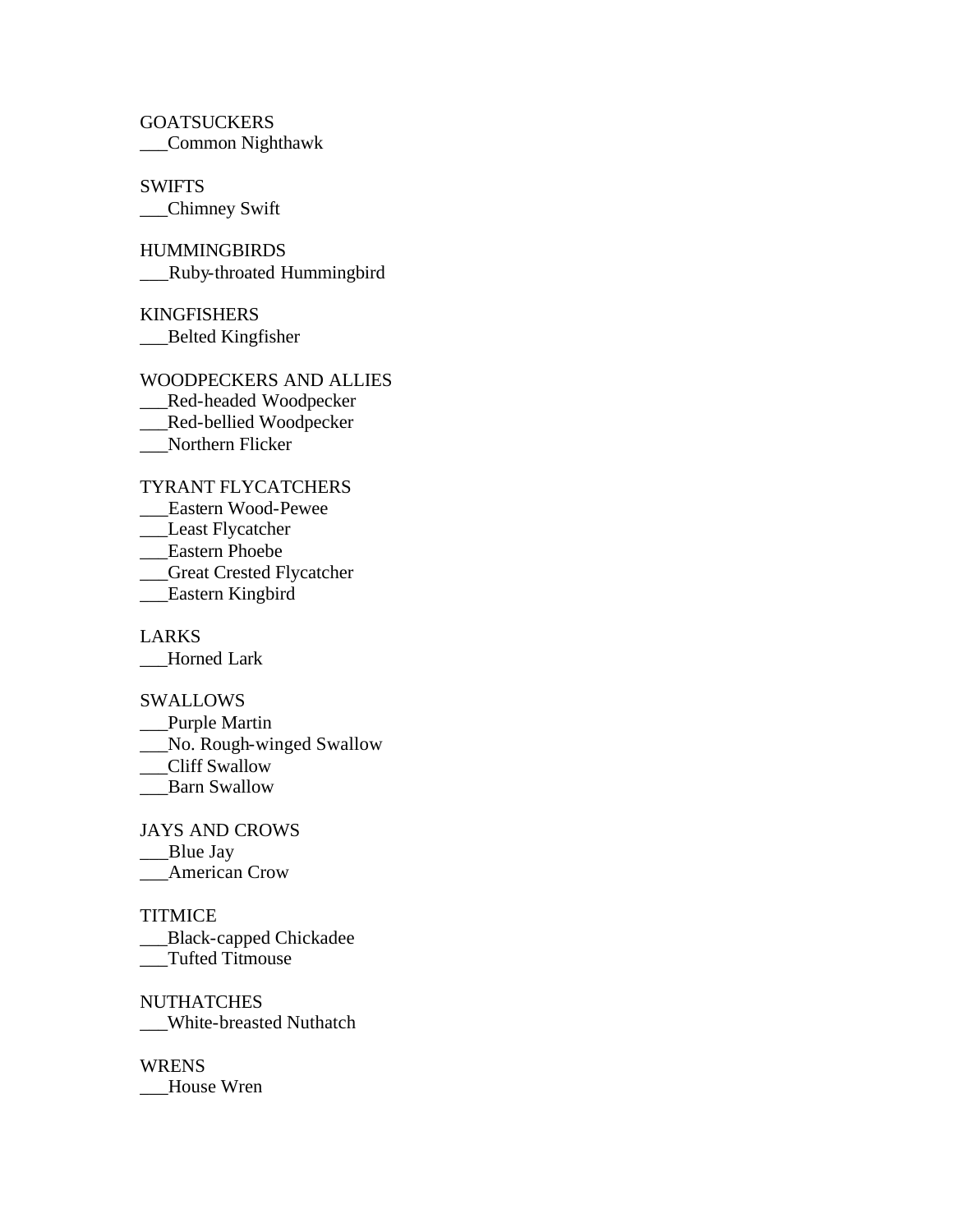GOATSUCKERS
___Common Nighthawk

SWIFTS
___Chimney Swift

HUMMINGBIRDS
___Ruby-throated Hummingbird

KINGFISHERS
___Belted Kingfisher

WOODPECKERS AND ALLIES
___Red-headed Woodpecker
___Red-bellied Woodpecker
___Northern Flicker

TYRANT FLYCATCHERS
___Eastern Wood-Pewee
___Least Flycatcher
___Eastern Phoebe
___Great Crested Flycatcher
___Eastern Kingbird

LARKS
___Horned Lark

SWALLOWS
___Purple Martin
___No. Rough-winged Swallow
___Cliff Swallow
___Barn Swallow

JAYS AND CROWS
___Blue Jay
___American Crow

TITMICE
___Black-capped Chickadee
___Tufted Titmouse

NUTHATCHES
___White-breasted Nuthatch

WRENS
___House Wren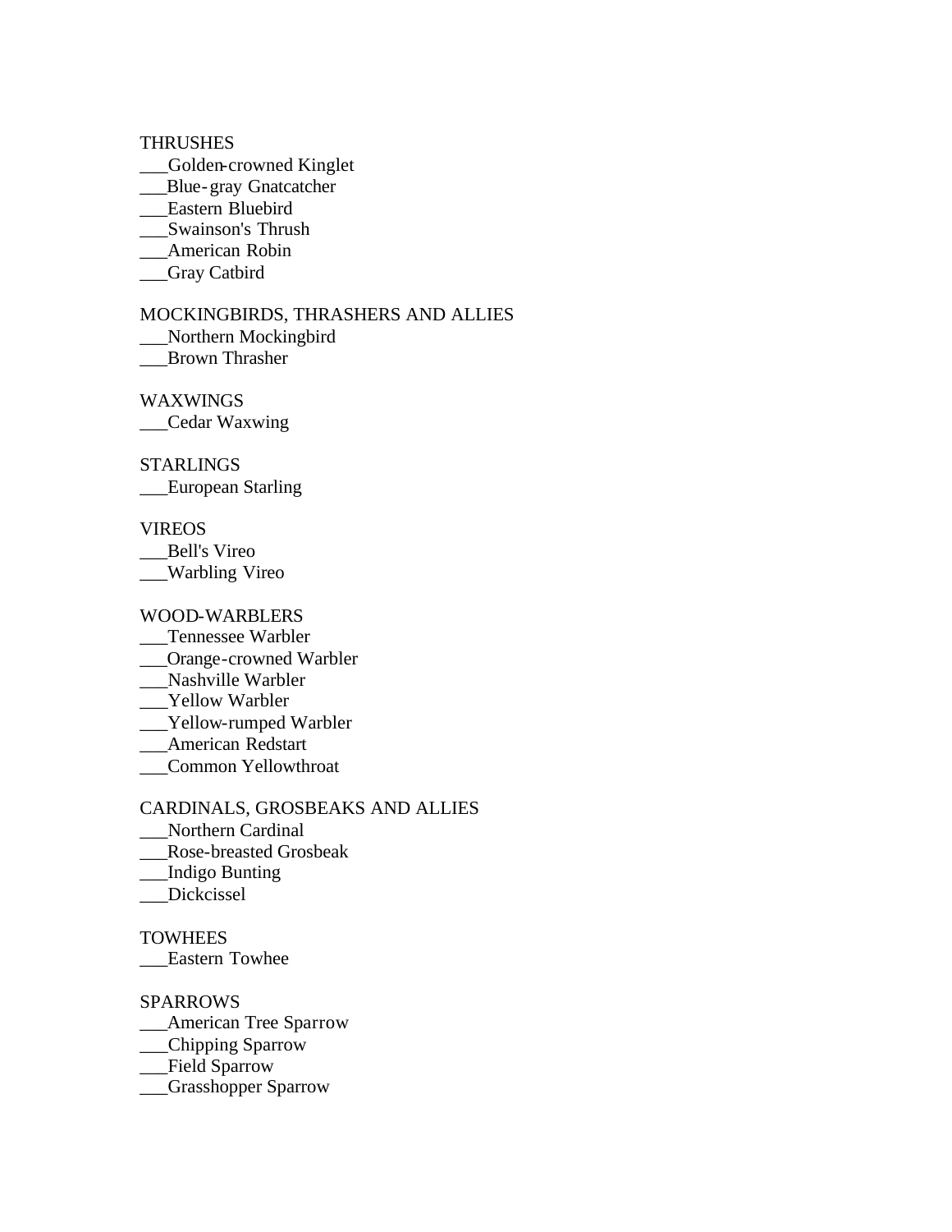THRUSHES
___Golden-crowned Kinglet
___Blue-gray Gnatcatcher
___Eastern Bluebird
___Swainson's Thrush
___American Robin
___Gray Catbird

MOCKINGBIRDS, THRASHERS AND ALLIES
___Northern Mockingbird
___Brown Thrasher

WAXWINGS
___Cedar Waxwing

STARLINGS
___European Starling

VIREOS
___Bell's Vireo
___Warbling Vireo

WOOD-WARBLERS
___Tennessee Warbler
___Orange-crowned Warbler
___Nashville Warbler
___Yellow Warbler
___Yellow-rumped Warbler
___American Redstart
___Common Yellowthroat

CARDINALS, GROSBEAKS AND ALLIES
___Northern Cardinal
___Rose-breasted Grosbeak
___Indigo Bunting
___Dickcissel

TOWHEES
___Eastern Towhee

SPARROWS
___American Tree Sparrow
___Chipping Sparrow
___Field Sparrow
___Grasshopper Sparrow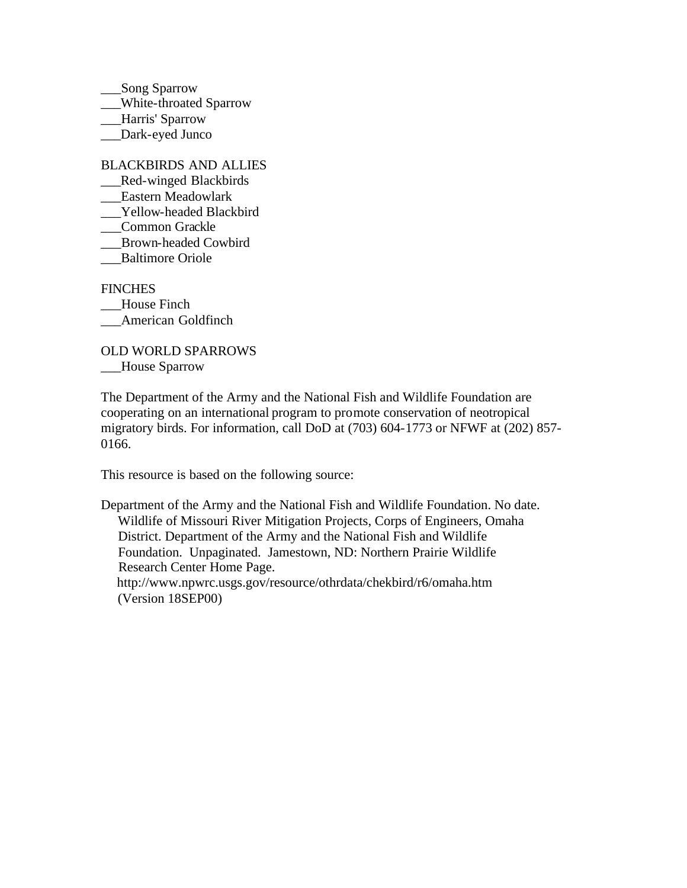___Song Sparrow
___White-throated Sparrow
___Harris' Sparrow
___Dark-eyed Junco

BLACKBIRDS AND ALLIES
___Red-winged Blackbirds
___Eastern Meadowlark
___Yellow-headed Blackbird
___Common Grackle
___Brown-headed Cowbird
___Baltimore Oriole

FINCHES
___House Finch
___American Goldfinch

OLD WORLD SPARROWS
___House Sparrow

The Department of the Army and the National Fish and Wildlife Foundation are cooperating on an international program to promote conservation of neotropical migratory birds. For information, call DoD at (703) 604-1773 or NFWF at (202) 857-0166.

This resource is based on the following source:

Department of the Army and the National Fish and Wildlife Foundation. No date. Wildlife of Missouri River Mitigation Projects, Corps of Engineers, Omaha District. Department of the Army and the National Fish and Wildlife Foundation. Unpaginated. Jamestown, ND: Northern Prairie Wildlife Research Center Home Page. http://www.npwrc.usgs.gov/resource/othrdata/chekbird/r6/omaha.htm (Version 18SEP00)